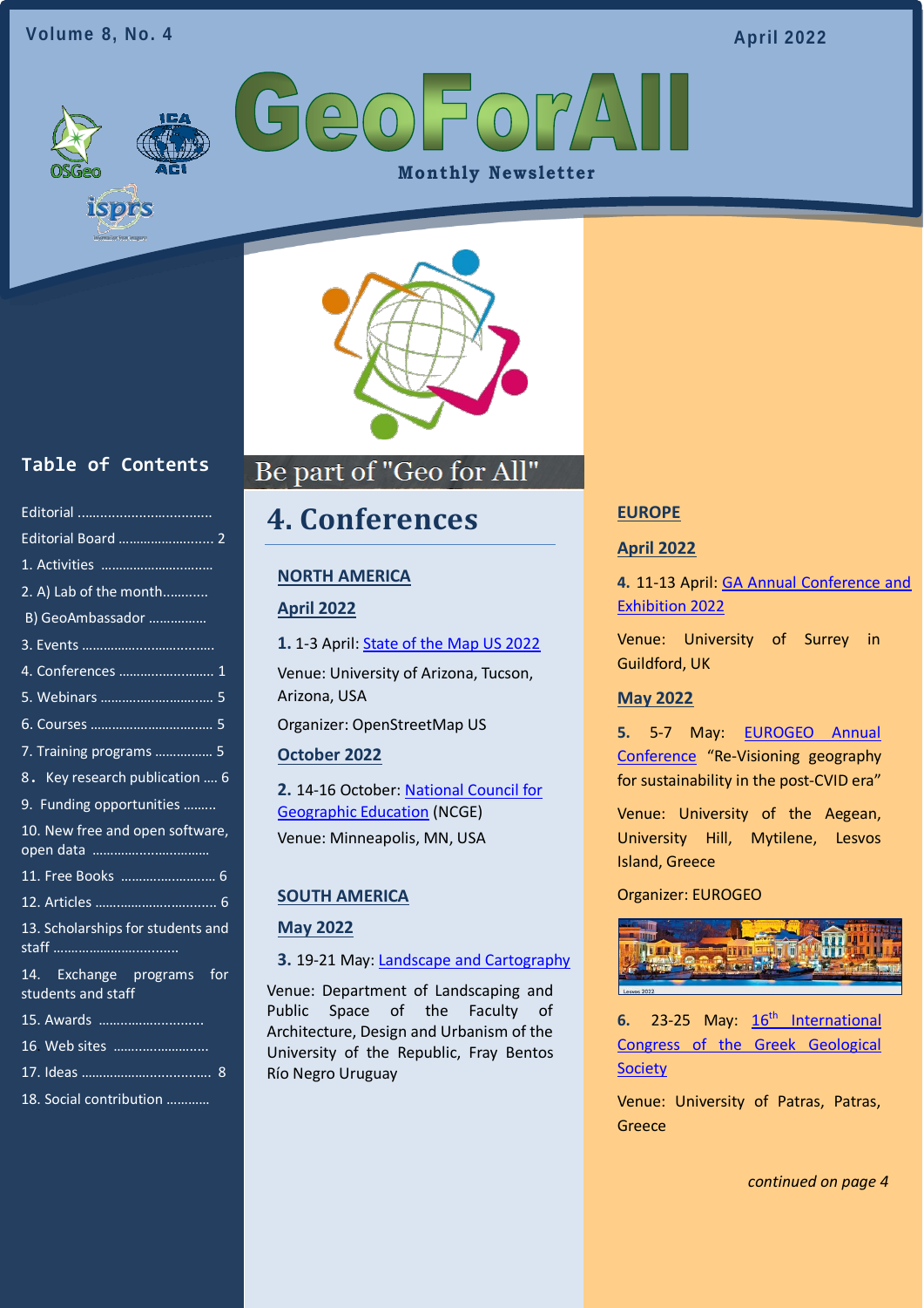Volume 8, No. 4

April 2022

# GeoForAll

Monthly Newsletter

Be part of "Geo for All"

## Table of Contents

Editorial ..................................

Editorial Board ......................... 2

1. Activities ..............................

2. A) Lab of the month............

B) GeoAmbassador ...............

3. Events ...................................

4. Conferences ......................... 1

5. Webinars .............................. 5

6. Courses ................................. 5

7. Training programs ................ 5

8. Key research publication .... 6

9. Funding opportunities .........

10. New free and open software, open data ...............................

11. Free Books ......................... 6

12. Articles ................................ 6

13. Scholarships for students and staff ................................

14. Exchange programs for students and staff

15. Awards ...........................

16. Web sites .........................

17. Ideas .................................. 8

18. Social contribution ...........

## 4. Conferences

### NORTH AMERICA

**April 2022**

**1.** 1-3 April: State of the Map US 2022

Venue: University of Arizona, Tucson, Arizona, USA

Organizer: OpenStreetMap US

**October 2022**

**2.** 14-16 October: National Council for Geographic Education (NCGE)

Venue: Minneapolis, MN, USA

### SOUTH AMERICA

**May 2022**

**3.** 19-21 May: Landscape and Cartography

Venue: Department of Landscaping and Public Space of the Faculty of Architecture, Design and Urbanism of the University of the Republic, Fray Bentos Río Negro Uruguay

### EUROPE

**April 2022**

**4.** 11-13 April: GA Annual Conference and Exhibition 2022

Venue: University of Surrey in Guildford, UK

**May 2022**

**5.** 5-7 May: EUROGEO Annual Conference "Re-Visioning geography for sustainability in the post-CVID era"

Venue: University of the Aegean, University Hill, Mytilene, Lesvos Island, Greece

Organizer: EUROGEO

**6.** 23-25 May: 16th International Congress of the Greek Geological Society

Venue: University of Patras, Patras, Greece

*continued on page 4*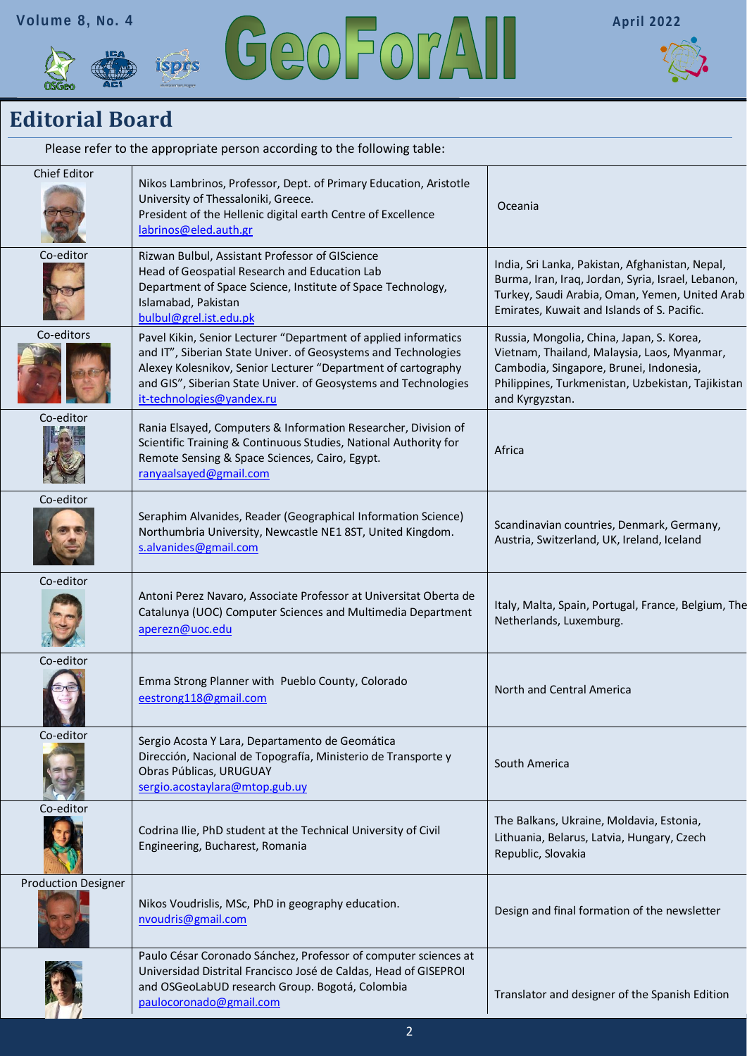## Editorial Board

Please refer to the appropriate person according to the following table:

| Role | Details | Region / Responsibility |
|---|---|---|
| Chief Editor | Nikos Lambrinos, Professor, Dept. of Primary Education, Aristotle University of Thessaloniki, Greece.<br>President of the Hellenic digital earth Centre of Excellence<br>labrinos@eled.auth.gr | Oceania |
| Co-editor | Rizwan Bulbul, Assistant Professor of GIScience<br>Head of Geospatial Research and Education Lab<br>Department of Space Science, Institute of Space Technology, Islamabad, Pakistan<br>bulbul@grel.ist.edu.pk | India, Sri Lanka, Pakistan, Afghanistan, Nepal, Burma, Iran, Iraq, Jordan, Syria, Israel, Lebanon, Turkey, Saudi Arabia, Oman, Yemen, United Arab Emirates, Kuwait and Islands of S. Pacific. |
| Co-editors | Pavel Kikin, Senior Lecturer "Department of applied informatics and IT", Siberian State Univer. of Geosystems and Technologies<br>Alexey Kolesnikov, Senior Lecturer "Department of cartography and GIS", Siberian State Univer. of Geosystems and Technologies<br>it-technologies@yandex.ru | Russia, Mongolia, China, Japan, S. Korea, Vietnam, Thailand, Malaysia, Laos, Myanmar, Cambodia, Singapore, Brunei, Indonesia, Philippines, Turkmenistan, Uzbekistan, Tajikistan and Kyrgyzstan. |
| Co-editor | Rania Elsayed, Computers & Information Researcher, Division of Scientific Training & Continuous Studies, National Authority for Remote Sensing & Space Sciences, Cairo, Egypt.<br>ranyaalsayed@gmail.com | Africa |
| Co-editor | Seraphim Alvanides, Reader (Geographical Information Science) Northumbria University, Newcastle NE1 8ST, United Kingdom.<br>s.alvanides@gmail.com | Scandinavian countries, Denmark, Germany, Austria, Switzerland, UK, Ireland, Iceland |
| Co-editor | Antoni Perez Navaro, Associate Professor at Universitat Oberta de Catalunya (UOC) Computer Sciences and Multimedia Department<br>aperezn@uoc.edu | Italy, Malta, Spain, Portugal, France, Belgium, The Netherlands, Luxemburg. |
| Co-editor | Emma Strong Planner with Pueblo County, Colorado<br>eestrong118@gmail.com | North and Central America |
| Co-editor | Sergio Acosta Y Lara, Departamento de Geomática<br>Dirección, Nacional de Topografía, Ministerio de Transporte y Obras Públicas, URUGUAY<br>sergio.acostaylara@mtop.gub.uy | South America |
| Co-editor | Codrina Ilie, PhD student at the Technical University of Civil Engineering, Bucharest, Romania | The Balkans, Ukraine, Moldavia, Estonia, Lithuania, Belarus, Latvia, Hungary, Czech Republic, Slovakia |
| Production Designer | Nikos Voudrislis, MSc, PhD in geography education.<br>nvoudris@gmail.com | Design and final formation of the newsletter |
| | Paulo César Coronado Sánchez, Professor of computer sciences at Universidad Distrital Francisco José de Caldas, Head of GISEPROI and OSGeoLabUD research Group. Bogotá, Colombia<br>paulocoronado@gmail.com | Translator and designer of the Spanish Edition |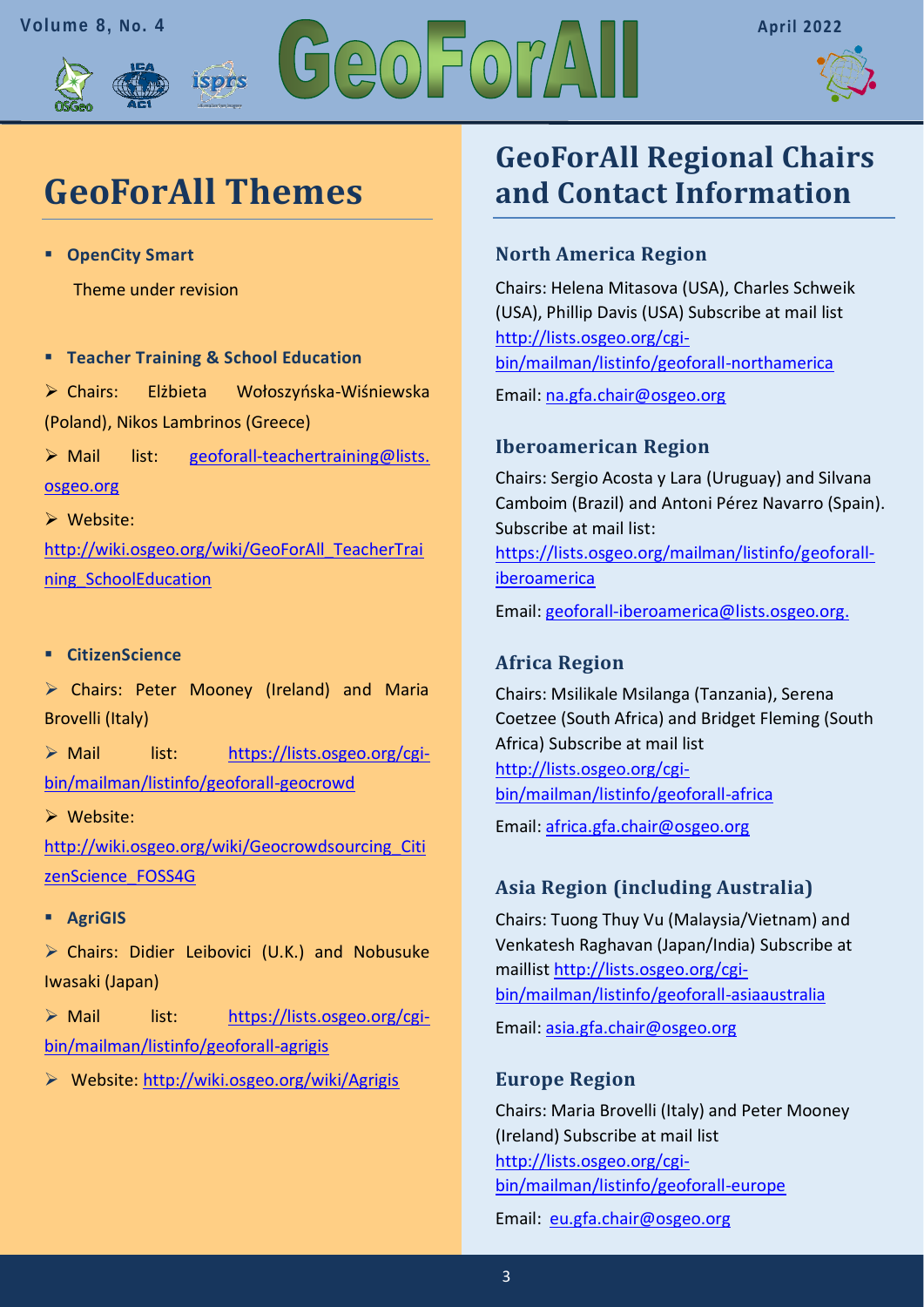# GeoForAll Themes

- **OpenCity Smart**

  Theme under revision

- **Teacher Training & School Education**

➢ Chairs: Elżbieta Wołoszyńska-Wiśniewska (Poland), Nikos Lambrinos (Greece)

➢ Mail list: geoforall-teachertraining@lists.osgeo.org

➢ Website: http://wiki.osgeo.org/wiki/GeoForAll_TeacherTraining_SchoolEducation

- **CitizenScience**

➢ Chairs: Peter Mooney (Ireland) and Maria Brovelli (Italy)

➢ Mail list: https://lists.osgeo.org/cgi-bin/mailman/listinfo/geoforall-geocrowd

➢ Website: http://wiki.osgeo.org/wiki/Geocrowdsourcing_CitizenScience_FOSS4G

- **AgriGIS**

➢ Chairs: Didier Leibovici (U.K.) and Nobusuke Iwasaki (Japan)

➢ Mail list: https://lists.osgeo.org/cgi-bin/mailman/listinfo/geoforall-agrigis

➢ Website: http://wiki.osgeo.org/wiki/Agrigis

# GeoForAll Regional Chairs and Contact Information

### North America Region

Chairs: Helena Mitasova (USA), Charles Schweik (USA), Phillip Davis (USA) Subscribe at mail list http://lists.osgeo.org/cgi-bin/mailman/listinfo/geoforall-northamerica

Email: na.gfa.chair@osgeo.org

### Iberoamerican Region

Chairs: Sergio Acosta y Lara (Uruguay) and Silvana Camboim (Brazil) and Antoni Pérez Navarro (Spain). Subscribe at mail list: https://lists.osgeo.org/mailman/listinfo/geoforall-iberoamerica

Email: geoforall-iberoamerica@lists.osgeo.org.

### Africa Region

Chairs: Msilikale Msilanga (Tanzania), Serena Coetzee (South Africa) and Bridget Fleming (South Africa) Subscribe at mail list http://lists.osgeo.org/cgi-bin/mailman/listinfo/geoforall-africa

Email: africa.gfa.chair@osgeo.org

### Asia Region (including Australia)

Chairs: Tuong Thuy Vu (Malaysia/Vietnam) and Venkatesh Raghavan (Japan/India) Subscribe at maillist http://lists.osgeo.org/cgi-bin/mailman/listinfo/geoforall-asiaaustralia

Email: asia.gfa.chair@osgeo.org

### Europe Region

Chairs: Maria Brovelli (Italy) and Peter Mooney (Ireland) Subscribe at mail list http://lists.osgeo.org/cgi-bin/mailman/listinfo/geoforall-europe

Email: eu.gfa.chair@osgeo.org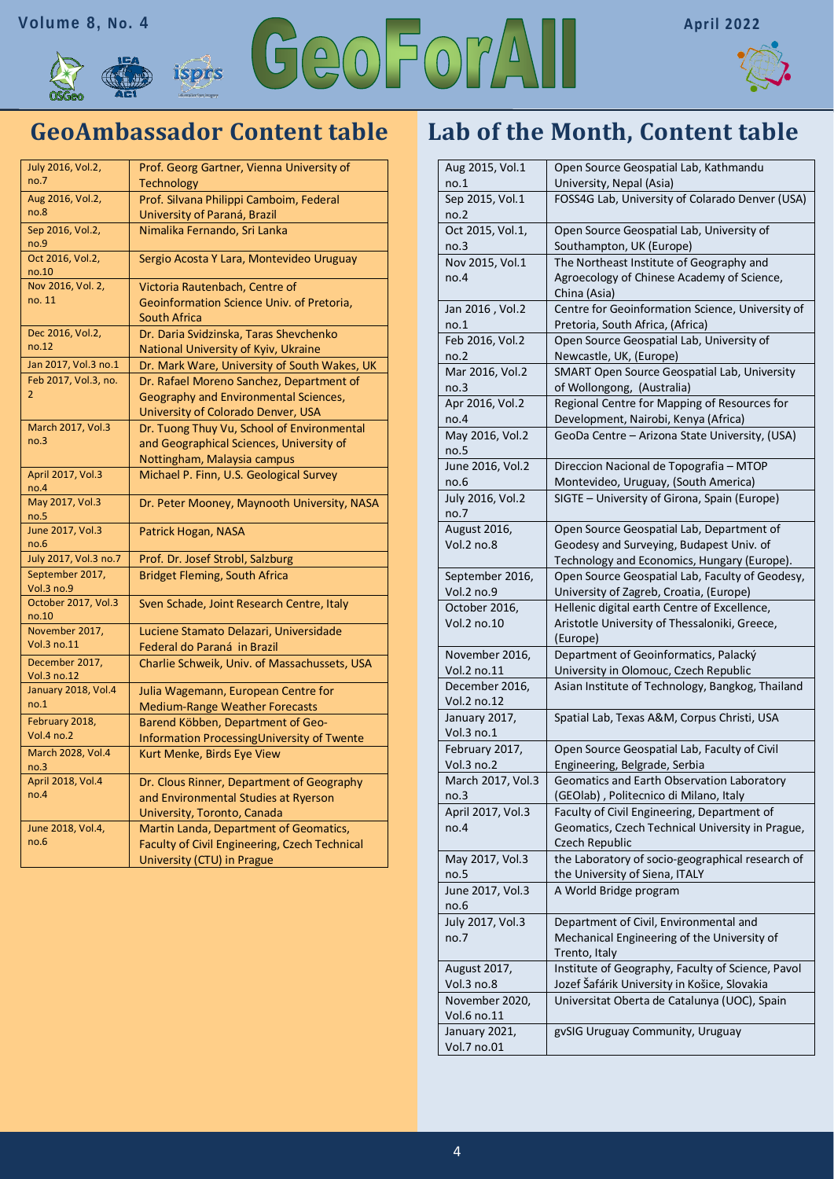# GeoAmbassador Content table

| | |
|---|---|
| July 2016, Vol.2, no.7 | Prof. Georg Gartner, Vienna University of Technology |
| Aug 2016, Vol.2, no.8 | Prof. Silvana Philippi Camboim, Federal University of Paraná, Brazil |
| Sep 2016, Vol.2, no.9 | Nimalika Fernando, Sri Lanka |
| Oct 2016, Vol.2, no.10 | Sergio Acosta Y Lara, Montevideo Uruguay |
| Nov 2016, Vol. 2, no. 11 | Victoria Rautenbach, Centre of Geoinformation Science Univ. of Pretoria, South Africa |
| Dec 2016, Vol.2, no.12 | Dr. Daria Svidzinska, Taras Shevchenko National University of Kyiv, Ukraine |
| Jan 2017, Vol.3 no.1 | Dr. Mark Ware, University of South Wakes, UK |
| Feb 2017, Vol.3, no. 2 | Dr. Rafael Moreno Sanchez, Department of Geography and Environmental Sciences, University of Colorado Denver, USA |
| March 2017, Vol.3 no.3 | Dr. Tuong Thuy Vu, School of Environmental and Geographical Sciences, University of Nottingham, Malaysia campus |
| April 2017, Vol.3 no.4 | Michael P. Finn, U.S. Geological Survey |
| May 2017, Vol.3 no.5 | Dr. Peter Mooney, Maynooth University, NASA |
| June 2017, Vol.3 no.6 | Patrick Hogan, NASA |
| July 2017, Vol.3 no.7 | Prof. Dr. Josef Strobl, Salzburg |
| September 2017, Vol.3 no.9 | Bridget Fleming, South Africa |
| October 2017, Vol.3 no.10 | Sven Schade, Joint Research Centre, Italy |
| November 2017, Vol.3 no.11 | Luciene Stamato Delazari, Universidade Federal do Paraná in Brazil |
| December 2017, Vol.3 no.12 | Charlie Schweik, Univ. of Massachussets, USA |
| January 2018, Vol.4 no.1 | Julia Wagemann, European Centre for Medium-Range Weather Forecasts |
| February 2018, Vol.4 no.2 | Barend Köbben, Department of Geo-Information ProcessingUniversity of Twente |
| March 2028, Vol.4 no.3 | Kurt Menke, Birds Eye View |
| April 2018, Vol.4 no.4 | Dr. Clous Rinner, Department of Geography and Environmental Studies at Ryerson University, Toronto, Canada |
| June 2018, Vol.4, no.6 | Martin Landa, Department of Geomatics, Faculty of Civil Engineering, Czech Technical University (CTU) in Prague |

# Lab of the Month, Content table

| | |
|---|---|
| Aug 2015, Vol.1 no.1 | Open Source Geospatial Lab, Kathmandu University, Nepal (Asia) |
| Sep 2015, Vol.1 no.2 | FOSS4G Lab, University of Colarado Denver (USA) |
| Oct 2015, Vol.1, no.3 | Open Source Geospatial Lab, University of Southampton, UK (Europe) |
| Nov 2015, Vol.1 no.4 | The Northeast Institute of Geography and Agroecology of Chinese Academy of Science, China (Asia) |
| Jan 2016 , Vol.2 no.1 | Centre for Geoinformation Science, University of Pretoria, South Africa, (Africa) |
| Feb 2016, Vol.2 no.2 | Open Source Geospatial Lab, University of Newcastle, UK, (Europe) |
| Mar 2016, Vol.2 no.3 | SMART Open Source Geospatial Lab, University of Wollongong, (Australia) |
| Apr 2016, Vol.2 no.4 | Regional Centre for Mapping of Resources for Development, Nairobi, Kenya (Africa) |
| May 2016, Vol.2 no.5 | GeoDa Centre – Arizona State University, (USA) |
| June 2016, Vol.2 no.6 | Direccion Nacional de Topografia – MTOP Montevideo, Uruguay, (South America) |
| July 2016, Vol.2 no.7 | SIGTE – University of Girona, Spain (Europe) |
| August 2016, Vol.2 no.8 | Open Source Geospatial Lab, Department of Geodesy and Surveying, Budapest Univ. of Technology and Economics, Hungary (Europe). |
| September 2016, Vol.2 no.9 | Open Source Geospatial Lab, Faculty of Geodesy, University of Zagreb, Croatia, (Europe) |
| October 2016, Vol.2 no.10 | Hellenic digital earth Centre of Excellence, Aristotle University of Thessaloniki, Greece, (Europe) |
| November 2016, Vol.2 no.11 | Department of Geoinformatics, Palacký University in Olomouc, Czech Republic |
| December 2016, Vol.2 no.12 | Asian Institute of Technology, Bangkog, Thailand |
| January 2017, Vol.3 no.1 | Spatial Lab, Texas A&M, Corpus Christi, USA |
| February 2017, Vol.3 no.2 | Open Source Geospatial Lab, Faculty of Civil Engineering, Belgrade, Serbia |
| March 2017, Vol.3 no.3 | Geomatics and Earth Observation Laboratory (GEOlab) , Politecnico di Milano, Italy |
| April 2017, Vol.3 no.4 | Faculty of Civil Engineering, Department of Geomatics, Czech Technical University in Prague, Czech Republic |
| May 2017, Vol.3 no.5 | the Laboratory of socio-geographical research of the University of Siena, ITALY |
| June 2017, Vol.3 no.6 | A World Bridge program |
| July 2017, Vol.3 no.7 | Department of Civil, Environmental and Mechanical Engineering of the University of Trento, Italy |
| August 2017, Vol.3 no.8 | Institute of Geography, Faculty of Science, Pavol Jozef Šafárik University in Košice, Slovakia |
| November 2020, Vol.6 no.11 | Universitat Oberta de Catalunya (UOC), Spain |
| January 2021, Vol.7 no.01 | gvSIG Uruguay Community, Uruguay |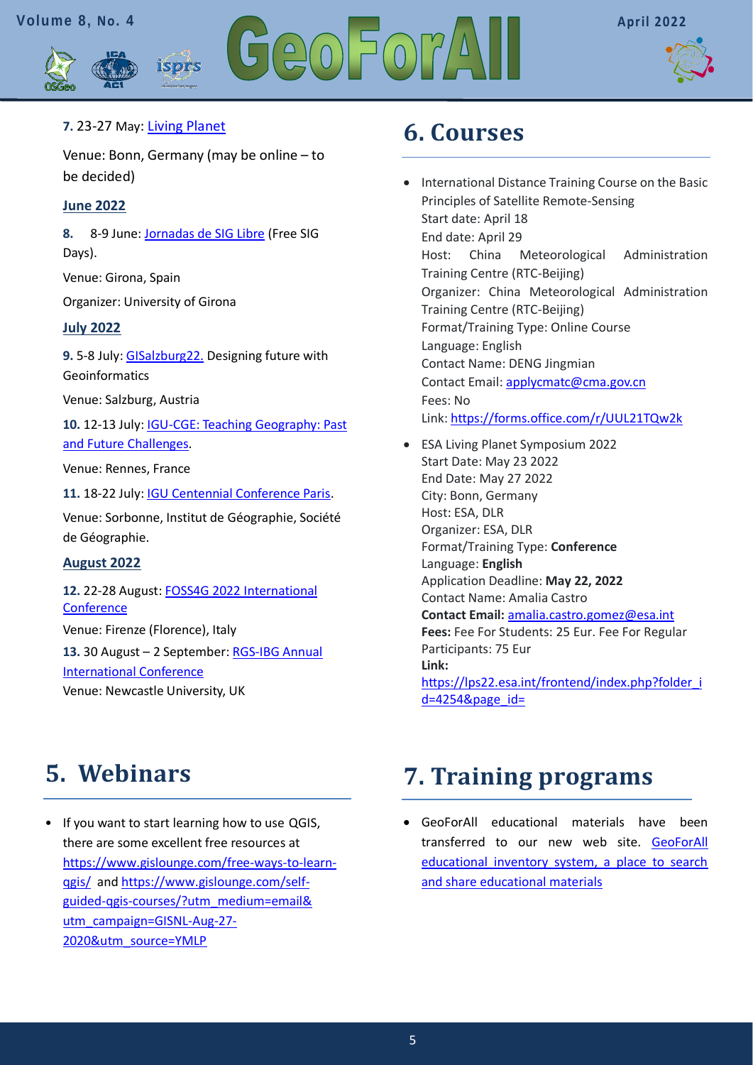**7.** 23-27 May: Living Planet

Venue: Bonn, Germany (may be online – to be decided)

**June 2022**

**8.** 8-9 June: Jornadas de SIG Libre (Free SIG Days).

Venue: Girona, Spain

Organizer: University of Girona

**July 2022**

**9.** 5-8 July: GISalzburg22. Designing future with Geoinformatics

Venue: Salzburg, Austria

**10.** 12-13 July: IGU-CGE: Teaching Geography: Past and Future Challenges.

Venue: Rennes, France

**11.** 18-22 July: IGU Centennial Conference Paris.

Venue: Sorbonne, Institut de Géographie, Société de Géographie.

**August 2022**

**12.** 22-28 August: FOSS4G 2022 International Conference

Venue: Firenze (Florence), Italy

**13.** 30 August – 2 September: RGS-IBG Annual International Conference

Venue: Newcastle University, UK

# 5. Webinars

- If you want to start learning how to use QGIS, there are some excellent free resources at https://www.gislounge.com/free-ways-to-learn-qgis/ and https://www.gislounge.com/self-guided-qgis-courses/?utm_medium=email&utm_campaign=GISNL-Aug-27-2020&utm_source=YMLP

# 6. Courses

- International Distance Training Course on the Basic Principles of Satellite Remote-Sensing
  Start date: April 18
  End date: April 29
  Host: China Meteorological Administration Training Centre (RTC-Beijing)
  Organizer: China Meteorological Administration Training Centre (RTC-Beijing)
  Format/Training Type: Online Course
  Language: English
  Contact Name: DENG Jingmian
  Contact Email: applycmatc@cma.gov.cn
  Fees: No
  Link: https://forms.office.com/r/UUL21TQw2k
- ESA Living Planet Symposium 2022
  Start Date: May 23 2022
  End Date: May 27 2022
  City: Bonn, Germany
  Host: ESA, DLR
  Organizer: ESA, DLR
  Format/Training Type: **Conference**
  Language: **English**
  Application Deadline: **May 22, 2022**
  Contact Name: Amalia Castro
  **Contact Email:** amalia.castro.gomez@esa.int
  **Fees:** Fee For Students: 25 Eur. Fee For Regular Participants: 75 Eur
  **Link:** https://lps22.esa.int/frontend/index.php?folder_id=4254&page_id=

# 7. Training programs

- GeoForAll educational materials have been transferred to our new web site. GeoForAll educational inventory system, a place to search and share educational materials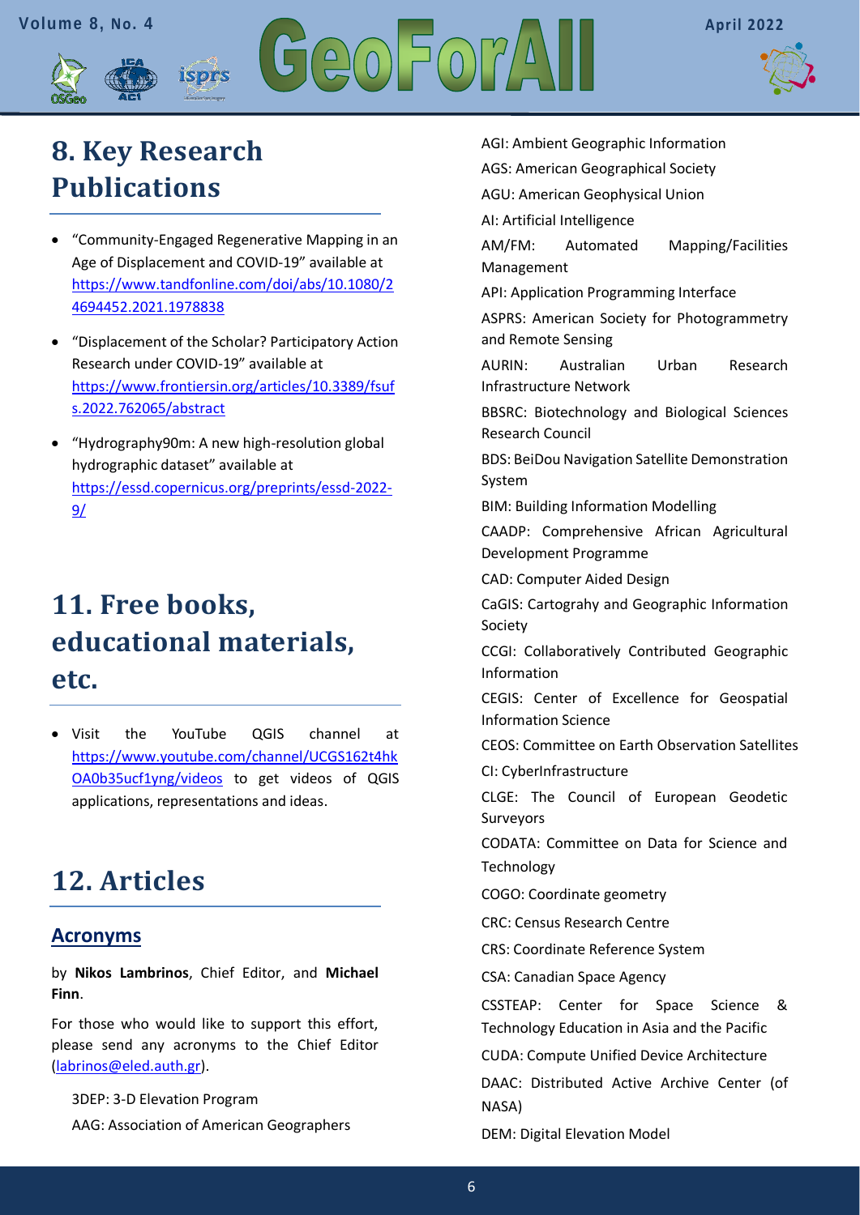# 8. Key Research Publications

- "Community-Engaged Regenerative Mapping in an Age of Displacement and COVID-19" available at https://www.tandfonline.com/doi/abs/10.1080/24694452.2021.1978838
- "Displacement of the Scholar? Participatory Action Research under COVID-19" available at https://www.frontiersin.org/articles/10.3389/fsufs.2022.762065/abstract
- "Hydrography90m: A new high-resolution global hydrographic dataset" available at https://essd.copernicus.org/preprints/essd-2022-9/

# 11. Free books, educational materials, etc.

- Visit the YouTube QGIS channel at https://www.youtube.com/channel/UCGS162t4hkOA0b35ucf1yng/videos to get videos of QGIS applications, representations and ideas.

# 12. Articles

## Acronyms

by **Nikos Lambrinos**, Chief Editor, and **Michael Finn**.

For those who would like to support this effort, please send any acronyms to the Chief Editor (labrinos@eled.auth.gr).

3DEP: 3-D Elevation Program

AAG: Association of American Geographers

AGI: Ambient Geographic Information

AGS: American Geographical Society

AGU: American Geophysical Union

AI: Artificial Intelligence

AM/FM: Automated Mapping/Facilities Management

API: Application Programming Interface

ASPRS: American Society for Photogrammetry and Remote Sensing

AURIN: Australian Urban Research Infrastructure Network

BBSRC: Biotechnology and Biological Sciences Research Council

BDS: BeiDou Navigation Satellite Demonstration System

BIM: Building Information Modelling

CAADP: Comprehensive African Agricultural Development Programme

CAD: Computer Aided Design

CaGIS: Cartograhy and Geographic Information Society

CCGI: Collaboratively Contributed Geographic Information

CEGIS: Center of Excellence for Geospatial Information Science

CEOS: Committee on Earth Observation Satellites

CI: CyberInfrastructure

CLGE: The Council of European Geodetic Surveyors

CODATA: Committee on Data for Science and Technology

COGO: Coordinate geometry

CRC: Census Research Centre

CRS: Coordinate Reference System

CSA: Canadian Space Agency

CSSTEAP: Center for Space Science & Technology Education in Asia and the Pacific

CUDA: Compute Unified Device Architecture

DAAC: Distributed Active Archive Center (of NASA)

DEM: Digital Elevation Model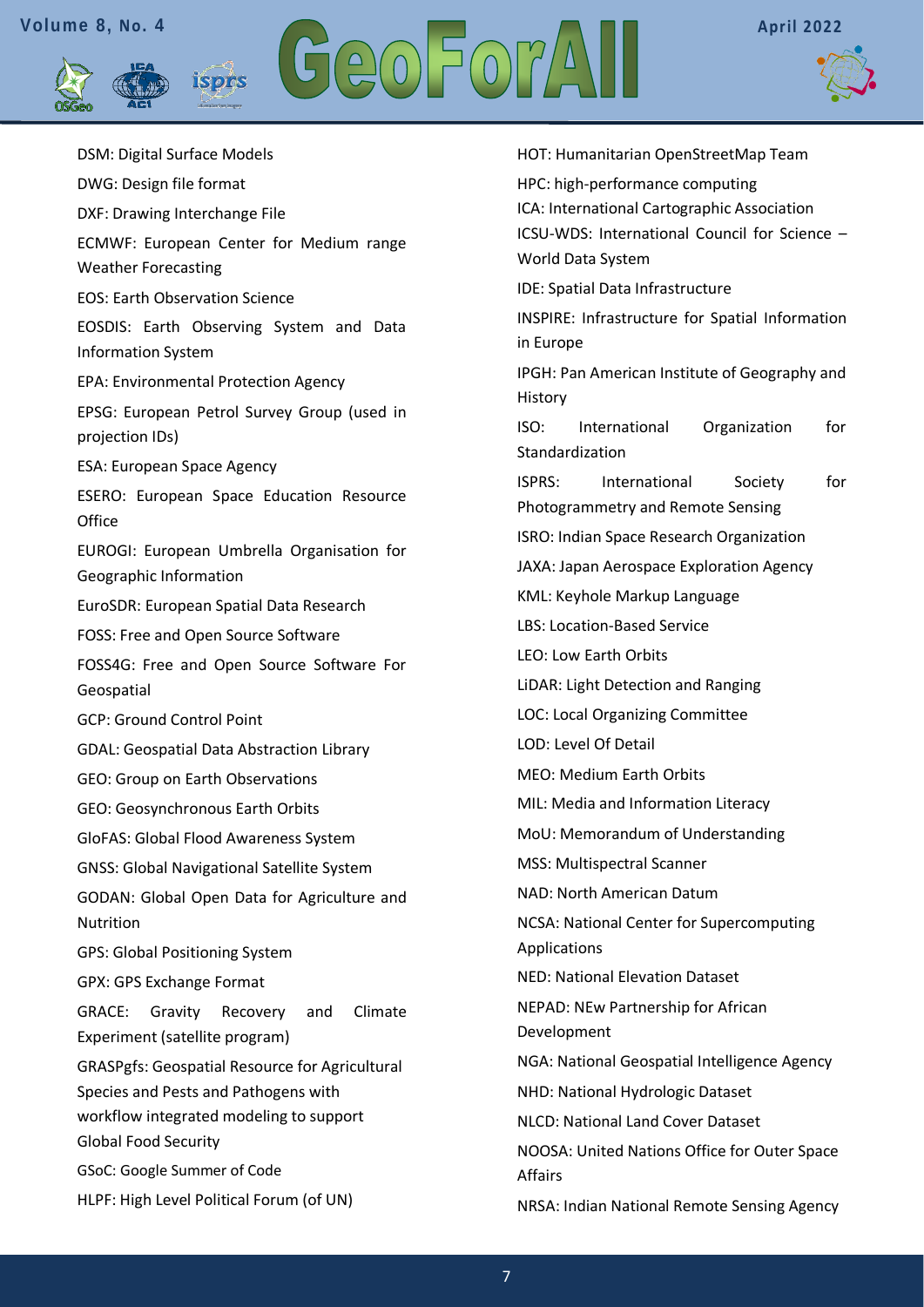DSM: Digital Surface Models

DWG: Design file format

DXF: Drawing Interchange File

ECMWF: European Center for Medium range Weather Forecasting

EOS: Earth Observation Science

EOSDIS: Earth Observing System and Data Information System

EPA: Environmental Protection Agency

EPSG: European Petrol Survey Group (used in projection IDs)

ESA: European Space Agency

ESERO: European Space Education Resource Office

EUROGI: European Umbrella Organisation for Geographic Information

EuroSDR: European Spatial Data Research

FOSS: Free and Open Source Software

FOSS4G: Free and Open Source Software For Geospatial

GCP: Ground Control Point

GDAL: Geospatial Data Abstraction Library

GEO: Group on Earth Observations

GEO: Geosynchronous Earth Orbits

GloFAS: Global Flood Awareness System

GNSS: Global Navigational Satellite System

GODAN: Global Open Data for Agriculture and Nutrition

GPS: Global Positioning System

GPX: GPS Exchange Format

GRACE: Gravity Recovery and Climate Experiment (satellite program)

GRASPgfs: Geospatial Resource for Agricultural Species and Pests and Pathogens with workflow integrated modeling to support Global Food Security

GSoC: Google Summer of Code

HLPF: High Level Political Forum (of UN)

HOT: Humanitarian OpenStreetMap Team

HPC: high-performance computing

ICA: International Cartographic Association

ICSU-WDS: International Council for Science – World Data System

IDE: Spatial Data Infrastructure

INSPIRE: Infrastructure for Spatial Information in Europe

IPGH: Pan American Institute of Geography and History

ISO: International Organization for Standardization

ISPRS: International Society for Photogrammetry and Remote Sensing

ISRO: Indian Space Research Organization

JAXA: Japan Aerospace Exploration Agency

KML: Keyhole Markup Language

LBS: Location-Based Service

LEO: Low Earth Orbits

LiDAR: Light Detection and Ranging

LOC: Local Organizing Committee

LOD: Level Of Detail

MEO: Medium Earth Orbits

MIL: Media and Information Literacy

MoU: Memorandum of Understanding

MSS: Multispectral Scanner

NAD: North American Datum

NCSA: National Center for Supercomputing Applications

NED: National Elevation Dataset

NEPAD: NEw Partnership for African Development

NGA: National Geospatial Intelligence Agency

NHD: National Hydrologic Dataset

NLCD: National Land Cover Dataset

NOOSA: United Nations Office for Outer Space Affairs

NRSA: Indian National Remote Sensing Agency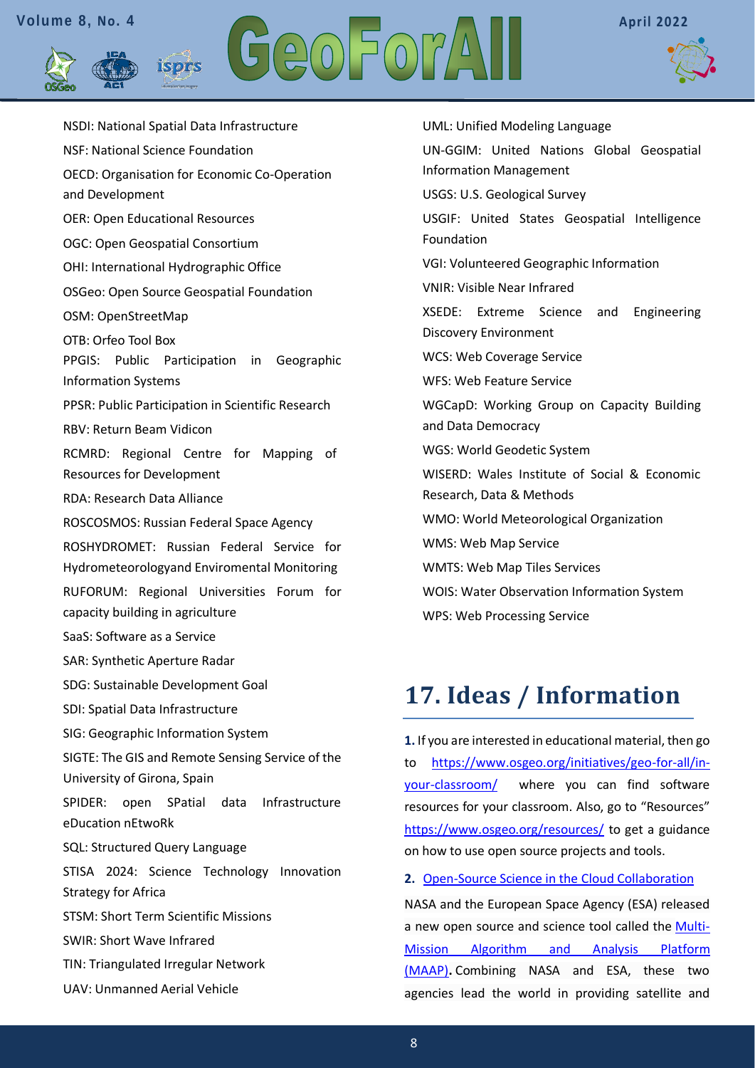NSDI: National Spatial Data Infrastructure

NSF: National Science Foundation

OECD: Organisation for Economic Co-Operation and Development

OER: Open Educational Resources

OGC: Open Geospatial Consortium

OHI: International Hydrographic Office

OSGeo: Open Source Geospatial Foundation

OSM: OpenStreetMap

OTB: Orfeo Tool Box

PPGIS: Public Participation in Geographic Information Systems

PPSR: Public Participation in Scientific Research

RBV: Return Beam Vidicon

RCMRD: Regional Centre for Mapping of Resources for Development

RDA: Research Data Alliance

ROSCOSMOS: Russian Federal Space Agency

ROSHYDROMET: Russian Federal Service for Hydrometeorologyand Enviromental Monitoring

RUFORUM: Regional Universities Forum for capacity building in agriculture

SaaS: Software as a Service

SAR: Synthetic Aperture Radar

SDG: Sustainable Development Goal

SDI: Spatial Data Infrastructure

SIG: Geographic Information System

SIGTE: The GIS and Remote Sensing Service of the University of Girona, Spain

SPIDER: open SPatial data Infrastructure eDucation nEtwoRk

SQL: Structured Query Language

STISA 2024: Science Technology Innovation Strategy for Africa

STSM: Short Term Scientific Missions

SWIR: Short Wave Infrared

TIN: Triangulated Irregular Network

UAV: Unmanned Aerial Vehicle

UML: Unified Modeling Language

UN-GGIM: United Nations Global Geospatial Information Management

USGS: U.S. Geological Survey

USGIF: United States Geospatial Intelligence Foundation

VGI: Volunteered Geographic Information

VNIR: Visible Near Infrared

XSEDE: Extreme Science and Engineering Discovery Environment

WCS: Web Coverage Service

WFS: Web Feature Service

WGCapD: Working Group on Capacity Building and Data Democracy

WGS: World Geodetic System

WISERD: Wales Institute of Social & Economic Research, Data & Methods

WMO: World Meteorological Organization

WMS: Web Map Service

WMTS: Web Map Tiles Services

WOIS: Water Observation Information System

WPS: Web Processing Service

# 17. Ideas / Information

**1.** If you are interested in educational material, then go to https://www.osgeo.org/initiatives/geo-for-all/in-your-classroom/ where you can find software resources for your classroom. Also, go to "Resources" https://www.osgeo.org/resources/ to get a guidance on how to use open source projects and tools.

**2.** Open-Source Science in the Cloud Collaboration

NASA and the European Space Agency (ESA) released a new open source and science tool called the Multi-Mission Algorithm and Analysis Platform (MAAP)**.** Combining NASA and ESA, these two agencies lead the world in providing satellite and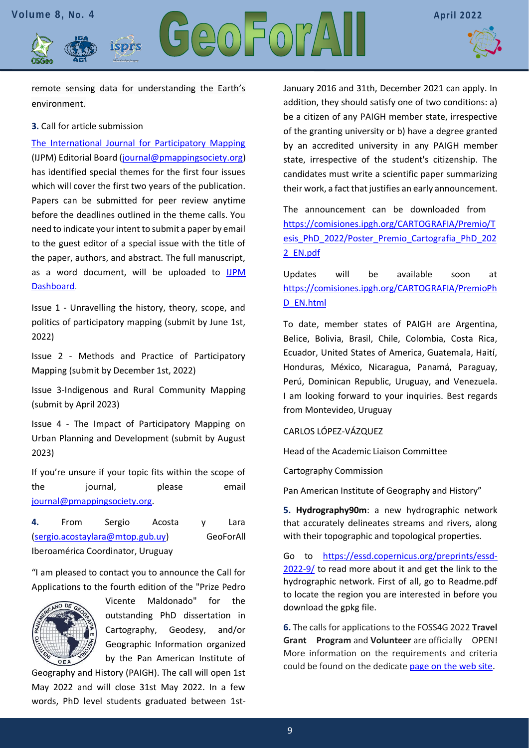remote sensing data for understanding the Earth's environment.

**3.** Call for article submission

[The International Journal for Participatory Mapping](#) (IJPM) Editorial Board ([journal@pmappingsociety.org](mailto:journal@pmappingsociety.org)) has identified special themes for the first four issues which will cover the first two years of the publication. Papers can be submitted for peer review anytime before the deadlines outlined in the theme calls. You need to indicate your intent to submit a paper by email to the guest editor of a special issue with the title of the paper, authors, and abstract. The full manuscript, as a word document, will be uploaded to [IJPM Dashboard](#).

Issue 1 - Unravelling the history, theory, scope, and politics of participatory mapping (submit by June 1st, 2022)

Issue 2 - Methods and Practice of Participatory Mapping (submit by December 1st, 2022)

Issue 3-Indigenous and Rural Community Mapping (submit by April 2023)

Issue 4 - The Impact of Participatory Mapping on Urban Planning and Development (submit by August 2023)

If you're unsure if your topic fits within the scope of the journal, please email [journal@pmappingsociety.org](mailto:journal@pmappingsociety.org).

**4.** From Sergio Acosta y Lara ([sergio.acostaylara@mtop.gub.uy](mailto:sergio.acostaylara@mtop.gub.uy)) GeoForAll Iberoamérica Coordinator, Uruguay

"I am pleased to contact you to announce the Call for Applications to the fourth edition of the "Prize Pedro Vicente Maldonado" for the outstanding PhD dissertation in Cartography, Geodesy, and/or Geographic Information organized by the Pan American Institute of Geography and History (PAIGH). The call will open 1st May 2022 and will close 31st May 2022. In a few words, PhD level students graduated between 1st-January 2016 and 31th, December 2021 can apply. In addition, they should satisfy one of two conditions: a) be a citizen of any PAIGH member state, irrespective of the granting university or b) have a degree granted by an accredited university in any PAIGH member state, irrespective of the student's citizenship. The candidates must write a scientific paper summarizing their work, a fact that justifies an early announcement.

The announcement can be downloaded from [https://comisiones.ipgh.org/CARTOGRAFIA/Premio/Tesis_PhD_2022/Poster_Premio_Cartografia_PhD_2022_EN.pdf](https://comisiones.ipgh.org/CARTOGRAFIA/Premio/Tesis_PhD_2022/Poster_Premio_Cartografia_PhD_2022_EN.pdf)

Updates will be available soon at [https://comisiones.ipgh.org/CARTOGRAFIA/PremioPhD_EN.html](https://comisiones.ipgh.org/CARTOGRAFIA/PremioPhD_EN.html)

To date, member states of PAIGH are Argentina, Belice, Bolivia, Brasil, Chile, Colombia, Costa Rica, Ecuador, United States of America, Guatemala, Haití, Honduras, México, Nicaragua, Panamá, Paraguay, Perú, Dominican Republic, Uruguay, and Venezuela. I am looking forward to your inquiries. Best regards from Montevideo, Uruguay

CARLOS LÓPEZ-VÁZQUEZ

Head of the Academic Liaison Committee

Cartography Commission

Pan American Institute of Geography and History"

**5. Hydrography90m**: a new hydrographic network that accurately delineates streams and rivers, along with their topographic and topological properties.

Go to [https://essd.copernicus.org/preprints/essd-2022-9/](https://essd.copernicus.org/preprints/essd-2022-9/) to read more about it and get the link to the hydrographic network. First of all, go to Readme.pdf to locate the region you are interested in before you download the gpkg file.

**6.** The calls for applications to the FOSS4G 2022 **Travel Grant Program** and **Volunteer** are officially OPEN! More information on the requirements and criteria could be found on the dedicate [page on the web site](#).